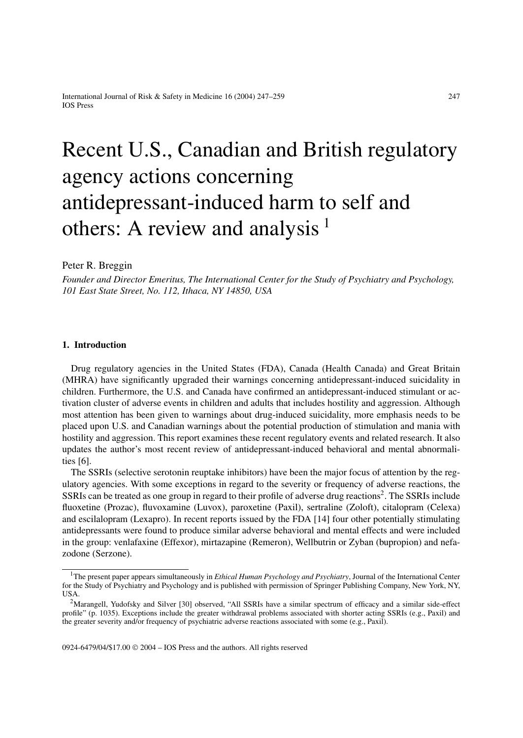# Recent U.S., Canadian and British regulatory agency actions concerning antidepressant-induced harm to self and others: A review and analysis [1]

Peter R. Breggin

*Founder and Director Emeritus, The International Center for the Study of Psychiatry and Psychology, 101 East State Street, No. 112, Ithaca, NY 14850, USA*

## 1. Introduction

Drug regulatory agencies in the United States (FDA), Canada (Health Canada) and Great Britain (MHRA) have significantly upgraded their warnings concerning antidepressant-induced suicidality in children. Furthermore, the U.S. and Canada have confirmed an antidepressant-induced stimulant or activation cluster of adverse events in children and adults that includes hostility and aggression. Although most attention has been given to warnings about drug-induced suicidality, more emphasis needs to be placed upon U.S. and Canadian warnings about the potential production of stimulation and mania with hostility and aggression. This report examines these recent regulatory events and related research. It also updates the author's most recent review of antidepressant-induced behavioral and mental abnormalities [6].

The SSRIs (selective serotonin reuptake inhibitors) have been the major focus of attention by the regulatory agencies. With some exceptions in regard to the severity or frequency of adverse reactions, the SSRIs can be treated as one group in regard to their profile of adverse drug reactions[2]. The SSRIs include fluoxetine (Prozac), fluvoxamine (Luvox), paroxetine (Paxil), sertraline (Zoloft), citalopram (Celexa) and escilalopram (Lexapro). In recent reports issued by the FDA [14] four other potentially stimulating antidepressants were found to produce similar adverse behavioral and mental effects and were included in the group: venlafaxine (Effexor), mirtazapine (Remeron), Wellbutrin or Zyban (bupropion) and nefazodone (Serzone).

---

[1] The present paper appears simultaneously in *Ethical Human Psychology and Psychiatry*, Journal of the International Center for the Study of Psychiatry and Psychology and is published with permission of Springer Publishing Company, New York, NY, USA.

[2] Marangell, Yudofsky and Silver [30] observed, "All SSRIs have a similar spectrum of efficacy and a similar side-effect profile" (p. 1035). Exceptions include the greater withdrawal problems associated with shorter acting SSRIs (e.g., Paxil) and the greater severity and/or frequency of psychiatric adverse reactions associated with some (e.g., Paxil).

0924-6479/04/$17.00 © 2004 – IOS Press and the authors. All rights reserved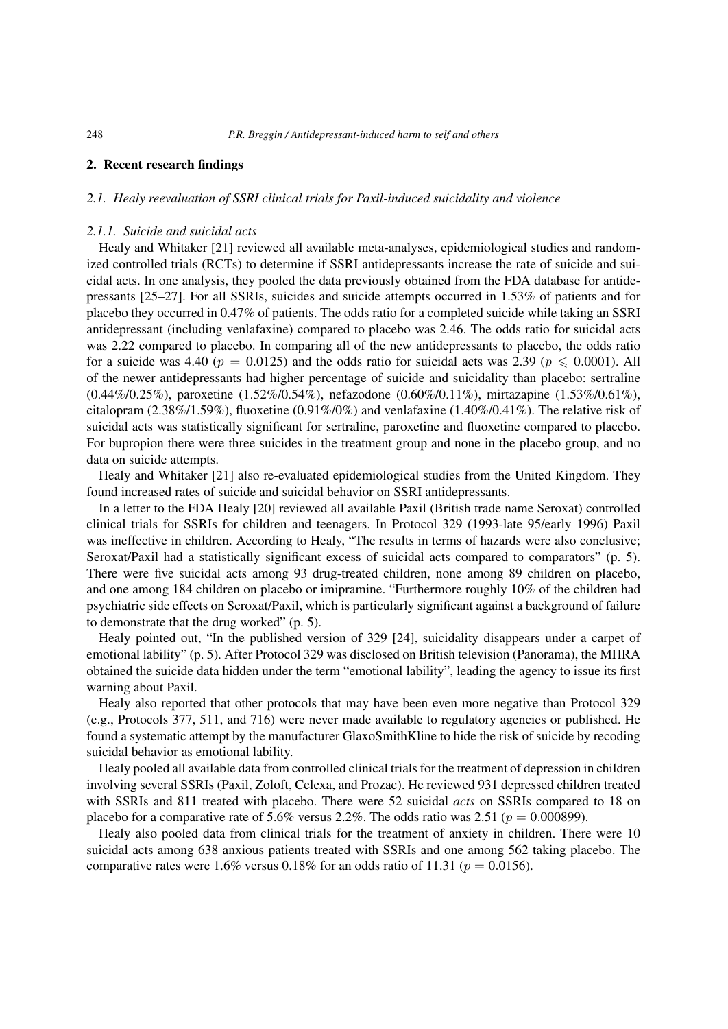## 2. Recent research findings

### *2.1. Healy reevaluation of SSRI clinical trials for Paxil-induced suicidality and violence*

#### *2.1.1. Suicide and suicidal acts*

Healy and Whitaker [21] reviewed all available meta-analyses, epidemiological studies and randomized controlled trials (RCTs) to determine if SSRI antidepressants increase the rate of suicide and suicidal acts. In one analysis, they pooled the data previously obtained from the FDA database for antidepressants [25–27]. For all SSRIs, suicides and suicide attempts occurred in 1.53% of patients and for placebo they occurred in 0.47% of patients. The odds ratio for a completed suicide while taking an SSRI antidepressant (including venlafaxine) compared to placebo was 2.46. The odds ratio for suicidal acts was 2.22 compared to placebo. In comparing all of the new antidepressants to placebo, the odds ratio for a suicide was 4.40 ($p = 0.0125$) and the odds ratio for suicidal acts was 2.39 ($p \leqslant 0.0001$). All of the newer antidepressants had higher percentage of suicide and suicidality than placebo: sertraline (0.44%/0.25%), paroxetine (1.52%/0.54%), nefazodone (0.60%/0.11%), mirtazapine (1.53%/0.61%), citalopram (2.38%/1.59%), fluoxetine (0.91%/0%) and venlafaxine (1.40%/0.41%). The relative risk of suicidal acts was statistically significant for sertraline, paroxetine and fluoxetine compared to placebo. For bupropion there were three suicides in the treatment group and none in the placebo group, and no data on suicide attempts.

Healy and Whitaker [21] also re-evaluated epidemiological studies from the United Kingdom. They found increased rates of suicide and suicidal behavior on SSRI antidepressants.

In a letter to the FDA Healy [20] reviewed all available Paxil (British trade name Seroxat) controlled clinical trials for SSRIs for children and teenagers. In Protocol 329 (1993-late 95/early 1996) Paxil was ineffective in children. According to Healy, "The results in terms of hazards were also conclusive; Seroxat/Paxil had a statistically significant excess of suicidal acts compared to comparators" (p. 5). There were five suicidal acts among 93 drug-treated children, none among 89 children on placebo, and one among 184 children on placebo or imipramine. "Furthermore roughly 10% of the children had psychiatric side effects on Seroxat/Paxil, which is particularly significant against a background of failure to demonstrate that the drug worked" (p. 5).

Healy pointed out, "In the published version of 329 [24], suicidality disappears under a carpet of emotional lability" (p. 5). After Protocol 329 was disclosed on British television (Panorama), the MHRA obtained the suicide data hidden under the term "emotional lability", leading the agency to issue its first warning about Paxil.

Healy also reported that other protocols that may have been even more negative than Protocol 329 (e.g., Protocols 377, 511, and 716) were never made available to regulatory agencies or published. He found a systematic attempt by the manufacturer GlaxoSmithKline to hide the risk of suicide by recoding suicidal behavior as emotional lability.

Healy pooled all available data from controlled clinical trials for the treatment of depression in children involving several SSRIs (Paxil, Zoloft, Celexa, and Prozac). He reviewed 931 depressed children treated with SSRIs and 811 treated with placebo. There were 52 suicidal *acts* on SSRIs compared to 18 on placebo for a comparative rate of 5.6% versus 2.2%. The odds ratio was 2.51 ($p = 0.000899$).

Healy also pooled data from clinical trials for the treatment of anxiety in children. There were 10 suicidal acts among 638 anxious patients treated with SSRIs and one among 562 taking placebo. The comparative rates were 1.6% versus 0.18% for an odds ratio of 11.31 ($p = 0.0156$).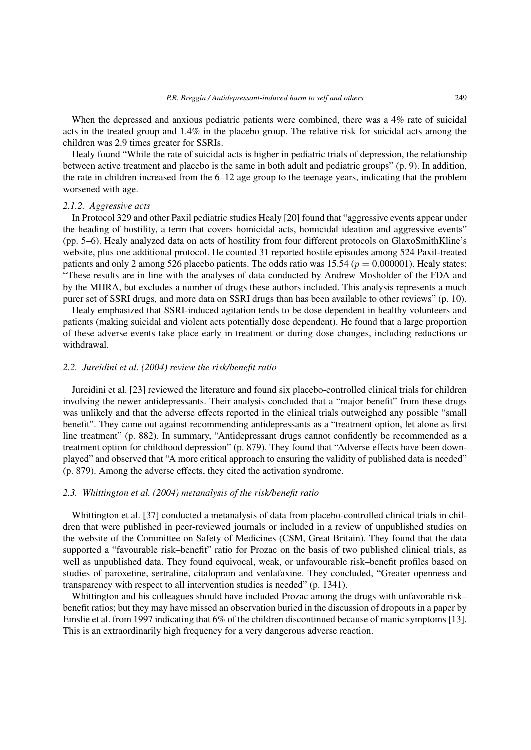When the depressed and anxious pediatric patients were combined, there was a 4% rate of suicidal acts in the treated group and 1.4% in the placebo group. The relative risk for suicidal acts among the children was 2.9 times greater for SSRIs.

Healy found "While the rate of suicidal acts is higher in pediatric trials of depression, the relationship between active treatment and placebo is the same in both adult and pediatric groups" (p. 9). In addition, the rate in children increased from the 6–12 age group to the teenage years, indicating that the problem worsened with age.

#### *2.1.2. Aggressive acts*

In Protocol 329 and other Paxil pediatric studies Healy [20] found that "aggressive events appear under the heading of hostility, a term that covers homicidal acts, homicidal ideation and aggressive events" (pp. 5–6). Healy analyzed data on acts of hostility from four different protocols on GlaxoSmithKline's website, plus one additional protocol. He counted 31 reported hostile episodes among 524 Paxil-treated patients and only 2 among 526 placebo patients. The odds ratio was 15.54 ($p = 0.000001$). Healy states: "These results are in line with the analyses of data conducted by Andrew Mosholder of the FDA and by the MHRA, but excludes a number of drugs these authors included. This analysis represents a much purer set of SSRI drugs, and more data on SSRI drugs than has been available to other reviews" (p. 10).

Healy emphasized that SSRI-induced agitation tends to be dose dependent in healthy volunteers and patients (making suicidal and violent acts potentially dose dependent). He found that a large proportion of these adverse events take place early in treatment or during dose changes, including reductions or withdrawal.

### *2.2. Jureidini et al. (2004) review the risk/benefit ratio*

Jureidini et al. [23] reviewed the literature and found six placebo-controlled clinical trials for children involving the newer antidepressants. Their analysis concluded that a "major benefit" from these drugs was unlikely and that the adverse effects reported in the clinical trials outweighed any possible "small benefit". They came out against recommending antidepressants as a "treatment option, let alone as first line treatment" (p. 882). In summary, "Antidepressant drugs cannot confidently be recommended as a treatment option for childhood depression" (p. 879). They found that "Adverse effects have been downplayed" and observed that "A more critical approach to ensuring the validity of published data is needed" (p. 879). Among the adverse effects, they cited the activation syndrome.

### *2.3. Whittington et al. (2004) metanalysis of the risk/benefit ratio*

Whittington et al. [37] conducted a metanalysis of data from placebo-controlled clinical trials in children that were published in peer-reviewed journals or included in a review of unpublished studies on the website of the Committee on Safety of Medicines (CSM, Great Britain). They found that the data supported a "favourable risk–benefit" ratio for Prozac on the basis of two published clinical trials, as well as unpublished data. They found equivocal, weak, or unfavourable risk–benefit profiles based on studies of paroxetine, sertraline, citalopram and venlafaxine. They concluded, "Greater openness and transparency with respect to all intervention studies is needed" (p. 1341).

Whittington and his colleagues should have included Prozac among the drugs with unfavorable risk–benefit ratios; but they may have missed an observation buried in the discussion of dropouts in a paper by Emslie et al. from 1997 indicating that 6% of the children discontinued because of manic symptoms [13]. This is an extraordinarily high frequency for a very dangerous adverse reaction.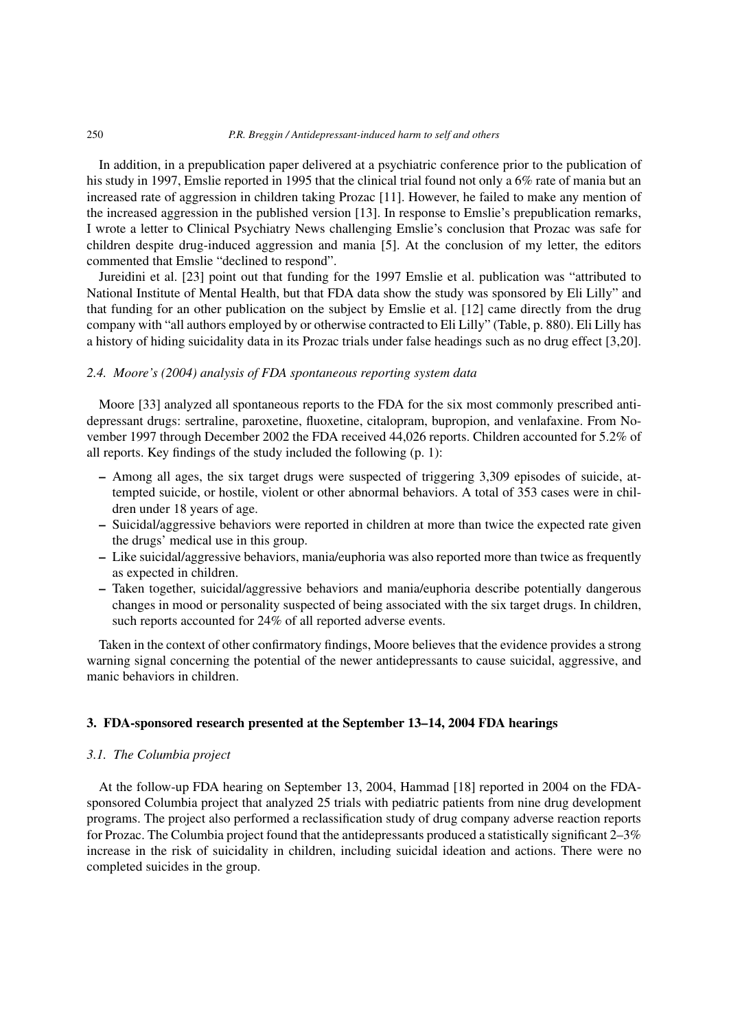In addition, in a prepublication paper delivered at a psychiatric conference prior to the publication of his study in 1997, Emslie reported in 1995 that the clinical trial found not only a 6% rate of mania but an increased rate of aggression in children taking Prozac [11]. However, he failed to make any mention of the increased aggression in the published version [13]. In response to Emslie's prepublication remarks, I wrote a letter to Clinical Psychiatry News challenging Emslie's conclusion that Prozac was safe for children despite drug-induced aggression and mania [5]. At the conclusion of my letter, the editors commented that Emslie "declined to respond".

Jureidini et al. [23] point out that funding for the 1997 Emslie et al. publication was "attributed to National Institute of Mental Health, but that FDA data show the study was sponsored by Eli Lilly" and that funding for an other publication on the subject by Emslie et al. [12] came directly from the drug company with "all authors employed by or otherwise contracted to Eli Lilly" (Table, p. 880). Eli Lilly has a history of hiding suicidality data in its Prozac trials under false headings such as no drug effect [3,20].

### 2.4. Moore's (2004) analysis of FDA spontaneous reporting system data

Moore [33] analyzed all spontaneous reports to the FDA for the six most commonly prescribed antidepressant drugs: sertraline, paroxetine, fluoxetine, citalopram, bupropion, and venlafaxine. From November 1997 through December 2002 the FDA received 44,026 reports. Children accounted for 5.2% of all reports. Key findings of the study included the following (p. 1):

- Among all ages, the six target drugs were suspected of triggering 3,309 episodes of suicide, attempted suicide, or hostile, violent or other abnormal behaviors. A total of 353 cases were in children under 18 years of age.
- Suicidal/aggressive behaviors were reported in children at more than twice the expected rate given the drugs' medical use in this group.
- Like suicidal/aggressive behaviors, mania/euphoria was also reported more than twice as frequently as expected in children.
- Taken together, suicidal/aggressive behaviors and mania/euphoria describe potentially dangerous changes in mood or personality suspected of being associated with the six target drugs. In children, such reports accounted for 24% of all reported adverse events.

Taken in the context of other confirmatory findings, Moore believes that the evidence provides a strong warning signal concerning the potential of the newer antidepressants to cause suicidal, aggressive, and manic behaviors in children.

## 3. FDA-sponsored research presented at the September 13–14, 2004 FDA hearings

### 3.1. The Columbia project

At the follow-up FDA hearing on September 13, 2004, Hammad [18] reported in 2004 on the FDA-sponsored Columbia project that analyzed 25 trials with pediatric patients from nine drug development programs. The project also performed a reclassification study of drug company adverse reaction reports for Prozac. The Columbia project found that the antidepressants produced a statistically significant 2–3% increase in the risk of suicidality in children, including suicidal ideation and actions. There were no completed suicides in the group.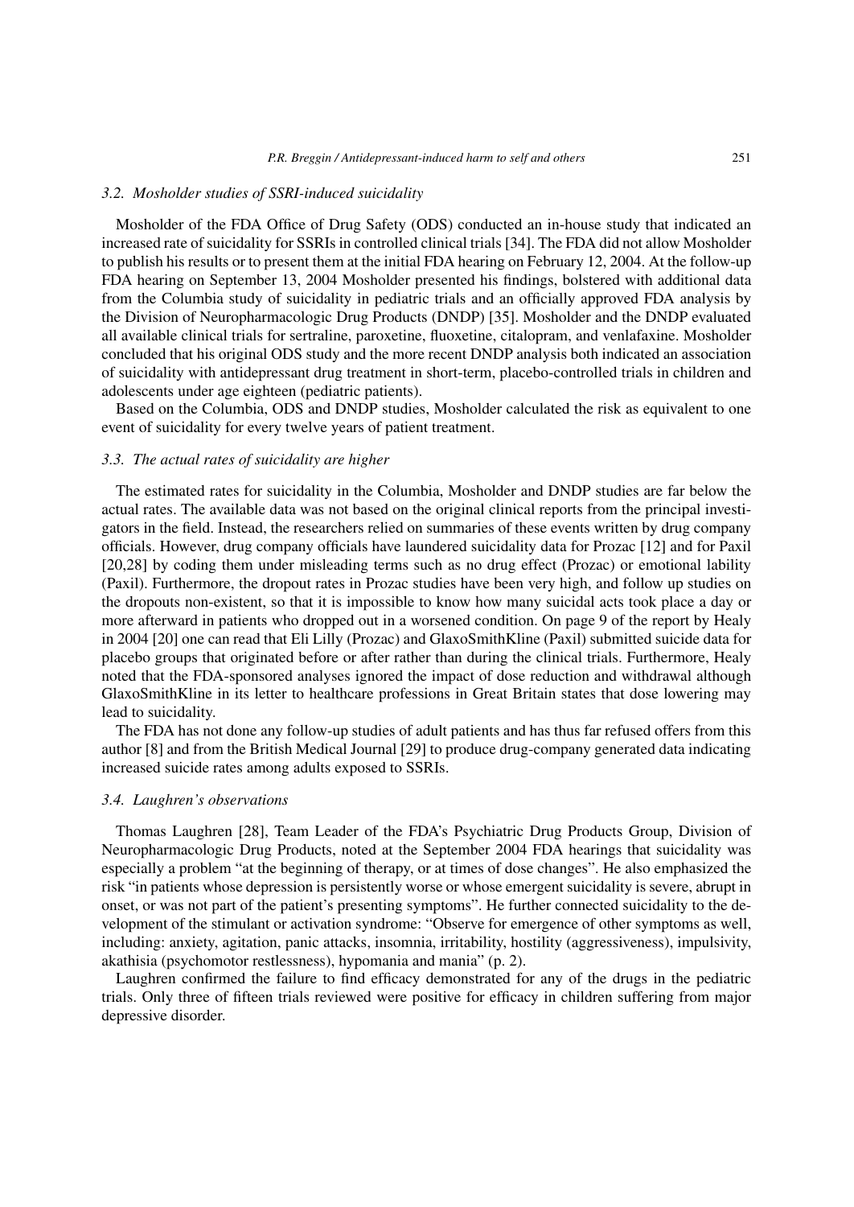### 3.2. Mosholder studies of SSRI-induced suicidality

Mosholder of the FDA Office of Drug Safety (ODS) conducted an in-house study that indicated an increased rate of suicidality for SSRIs in controlled clinical trials [34]. The FDA did not allow Mosholder to publish his results or to present them at the initial FDA hearing on February 12, 2004. At the follow-up FDA hearing on September 13, 2004 Mosholder presented his findings, bolstered with additional data from the Columbia study of suicidality in pediatric trials and an officially approved FDA analysis by the Division of Neuropharmacologic Drug Products (DNDP) [35]. Mosholder and the DNDP evaluated all available clinical trials for sertraline, paroxetine, fluoxetine, citalopram, and venlafaxine. Mosholder concluded that his original ODS study and the more recent DNDP analysis both indicated an association of suicidality with antidepressant drug treatment in short-term, placebo-controlled trials in children and adolescents under age eighteen (pediatric patients).

Based on the Columbia, ODS and DNDP studies, Mosholder calculated the risk as equivalent to one event of suicidality for every twelve years of patient treatment.

### 3.3. The actual rates of suicidality are higher

The estimated rates for suicidality in the Columbia, Mosholder and DNDP studies are far below the actual rates. The available data was not based on the original clinical reports from the principal investigators in the field. Instead, the researchers relied on summaries of these events written by drug company officials. However, drug company officials have laundered suicidality data for Prozac [12] and for Paxil [20,28] by coding them under misleading terms such as no drug effect (Prozac) or emotional lability (Paxil). Furthermore, the dropout rates in Prozac studies have been very high, and follow up studies on the dropouts non-existent, so that it is impossible to know how many suicidal acts took place a day or more afterward in patients who dropped out in a worsened condition. On page 9 of the report by Healy in 2004 [20] one can read that Eli Lilly (Prozac) and GlaxoSmithKline (Paxil) submitted suicide data for placebo groups that originated before or after rather than during the clinical trials. Furthermore, Healy noted that the FDA-sponsored analyses ignored the impact of dose reduction and withdrawal although GlaxoSmithKline in its letter to healthcare professions in Great Britain states that dose lowering may lead to suicidality.

The FDA has not done any follow-up studies of adult patients and has thus far refused offers from this author [8] and from the British Medical Journal [29] to produce drug-company generated data indicating increased suicide rates among adults exposed to SSRIs.

### 3.4. Laughren's observations

Thomas Laughren [28], Team Leader of the FDA's Psychiatric Drug Products Group, Division of Neuropharmacologic Drug Products, noted at the September 2004 FDA hearings that suicidality was especially a problem "at the beginning of therapy, or at times of dose changes". He also emphasized the risk "in patients whose depression is persistently worse or whose emergent suicidality is severe, abrupt in onset, or was not part of the patient's presenting symptoms". He further connected suicidality to the development of the stimulant or activation syndrome: "Observe for emergence of other symptoms as well, including: anxiety, agitation, panic attacks, insomnia, irritability, hostility (aggressiveness), impulsivity, akathisia (psychomotor restlessness), hypomania and mania" (p. 2).

Laughren confirmed the failure to find efficacy demonstrated for any of the drugs in the pediatric trials. Only three of fifteen trials reviewed were positive for efficacy in children suffering from major depressive disorder.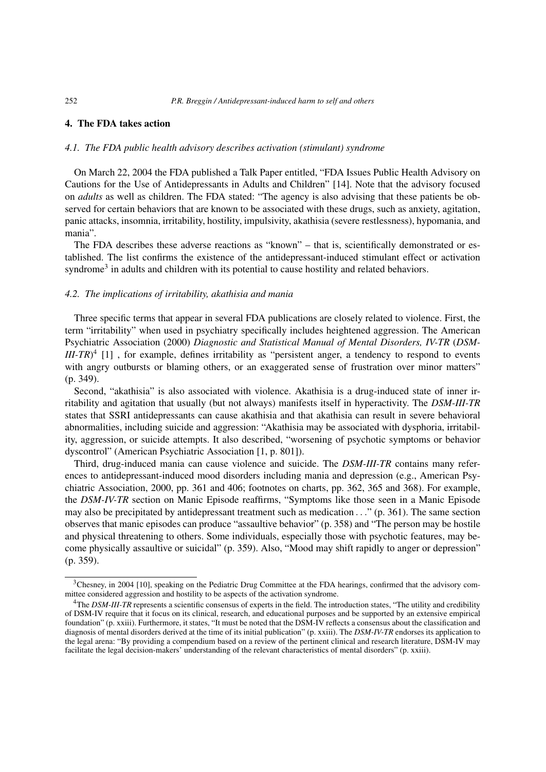## 4. The FDA takes action

### *4.1. The FDA public health advisory describes activation (stimulant) syndrome*

On March 22, 2004 the FDA published a Talk Paper entitled, "FDA Issues Public Health Advisory on Cautions for the Use of Antidepressants in Adults and Children" [14]. Note that the advisory focused on *adults* as well as children. The FDA stated: "The agency is also advising that these patients be observed for certain behaviors that are known to be associated with these drugs, such as anxiety, agitation, panic attacks, insomnia, irritability, hostility, impulsivity, akathisia (severe restlessness), hypomania, and mania".

The FDA describes these adverse reactions as "known" – that is, scientifically demonstrated or established. The list confirms the existence of the antidepressant-induced stimulant effect or activation syndrome[3] in adults and children with its potential to cause hostility and related behaviors.

### *4.2. The implications of irritability, akathisia and mania*

Three specific terms that appear in several FDA publications are closely related to violence. First, the term "irritability" when used in psychiatry specifically includes heightened aggression. The American Psychiatric Association (2000) *Diagnostic and Statistical Manual of Mental Disorders, IV-TR* (*DSM-III-TR*)[4] [1] , for example, defines irritability as "persistent anger, a tendency to respond to events with angry outbursts or blaming others, or an exaggerated sense of frustration over minor matters" (p. 349).

Second, "akathisia" is also associated with violence. Akathisia is a drug-induced state of inner irritability and agitation that usually (but not always) manifests itself in hyperactivity. The *DSM-III-TR* states that SSRI antidepressants can cause akathisia and that akathisia can result in severe behavioral abnormalities, including suicide and aggression: "Akathisia may be associated with dysphoria, irritability, aggression, or suicide attempts. It also described, "worsening of psychotic symptoms or behavior dyscontrol" (American Psychiatric Association [1, p. 801]).

Third, drug-induced mania can cause violence and suicide. The *DSM-III-TR* contains many references to antidepressant-induced mood disorders including mania and depression (e.g., American Psychiatric Association, 2000, pp. 361 and 406; footnotes on charts, pp. 362, 365 and 368). For example, the *DSM-IV-TR* section on Manic Episode reaffirms, "Symptoms like those seen in a Manic Episode may also be precipitated by antidepressant treatment such as medication . . ." (p. 361). The same section observes that manic episodes can produce "assaultive behavior" (p. 358) and "The person may be hostile and physical threatening to others. Some individuals, especially those with psychotic features, may become physically assaultive or suicidal" (p. 359). Also, "Mood may shift rapidly to anger or depression" (p. 359).

---

[3] Chesney, in 2004 [10], speaking on the Pediatric Drug Committee at the FDA hearings, confirmed that the advisory committee considered aggression and hostility to be aspects of the activation syndrome.

[4] The *DSM-III-TR* represents a scientific consensus of experts in the field. The introduction states, "The utility and credibility of DSM-IV require that it focus on its clinical, research, and educational purposes and be supported by an extensive empirical foundation" (p. xxiii). Furthermore, it states, "It must be noted that the DSM-IV reflects a consensus about the classification and diagnosis of mental disorders derived at the time of its initial publication" (p. xxiii). The *DSM-IV-TR* endorses its application to the legal arena: "By providing a compendium based on a review of the pertinent clinical and research literature, DSM-IV may facilitate the legal decision-makers' understanding of the relevant characteristics of mental disorders" (p. xxiii).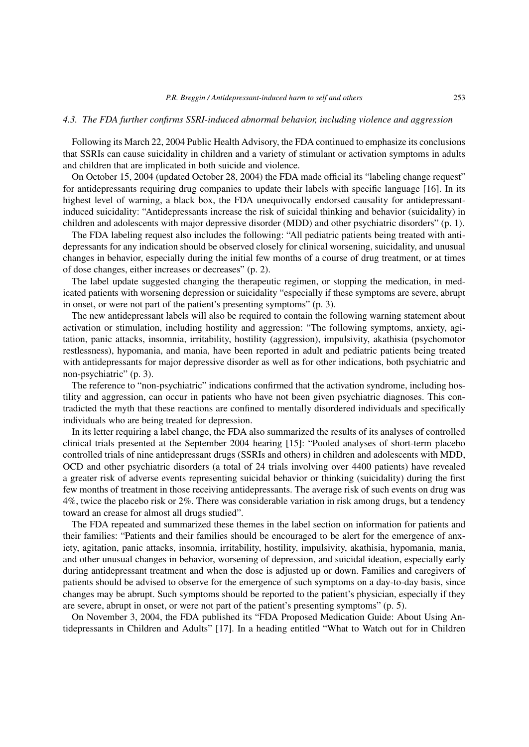### *4.3. The FDA further confirms SSRI-induced abnormal behavior, including violence and aggression*

Following its March 22, 2004 Public Health Advisory, the FDA continued to emphasize its conclusions that SSRIs can cause suicidality in children and a variety of stimulant or activation symptoms in adults and children that are implicated in both suicide and violence.

On October 15, 2004 (updated October 28, 2004) the FDA made official its "labeling change request" for antidepressants requiring drug companies to update their labels with specific language [16]. In its highest level of warning, a black box, the FDA unequivocally endorsed causality for antidepressant-induced suicidality: "Antidepressants increase the risk of suicidal thinking and behavior (suicidality) in children and adolescents with major depressive disorder (MDD) and other psychiatric disorders" (p. 1).

The FDA labeling request also includes the following: "All pediatric patients being treated with antidepressants for any indication should be observed closely for clinical worsening, suicidality, and unusual changes in behavior, especially during the initial few months of a course of drug treatment, or at times of dose changes, either increases or decreases" (p. 2).

The label update suggested changing the therapeutic regimen, or stopping the medication, in medicated patients with worsening depression or suicidality "especially if these symptoms are severe, abrupt in onset, or were not part of the patient's presenting symptoms" (p. 3).

The new antidepressant labels will also be required to contain the following warning statement about activation or stimulation, including hostility and aggression: "The following symptoms, anxiety, agitation, panic attacks, insomnia, irritability, hostility (aggression), impulsivity, akathisia (psychomotor restlessness), hypomania, and mania, have been reported in adult and pediatric patients being treated with antidepressants for major depressive disorder as well as for other indications, both psychiatric and non-psychiatric" (p. 3).

The reference to "non-psychiatric" indications confirmed that the activation syndrome, including hostility and aggression, can occur in patients who have not been given psychiatric diagnoses. This contradicted the myth that these reactions are confined to mentally disordered individuals and specifically individuals who are being treated for depression.

In its letter requiring a label change, the FDA also summarized the results of its analyses of controlled clinical trials presented at the September 2004 hearing [15]: "Pooled analyses of short-term placebo controlled trials of nine antidepressant drugs (SSRIs and others) in children and adolescents with MDD, OCD and other psychiatric disorders (a total of 24 trials involving over 4400 patients) have revealed a greater risk of adverse events representing suicidal behavior or thinking (suicidality) during the first few months of treatment in those receiving antidepressants. The average risk of such events on drug was 4%, twice the placebo risk or 2%. There was considerable variation in risk among drugs, but a tendency toward an crease for almost all drugs studied".

The FDA repeated and summarized these themes in the label section on information for patients and their families: "Patients and their families should be encouraged to be alert for the emergence of anxiety, agitation, panic attacks, insomnia, irritability, hostility, impulsivity, akathisia, hypomania, mania, and other unusual changes in behavior, worsening of depression, and suicidal ideation, especially early during antidepressant treatment and when the dose is adjusted up or down. Families and caregivers of patients should be advised to observe for the emergence of such symptoms on a day-to-day basis, since changes may be abrupt. Such symptoms should be reported to the patient's physician, especially if they are severe, abrupt in onset, or were not part of the patient's presenting symptoms" (p. 5).

On November 3, 2004, the FDA published its "FDA Proposed Medication Guide: About Using Antidepressants in Children and Adults" [17]. In a heading entitled "What to Watch out for in Children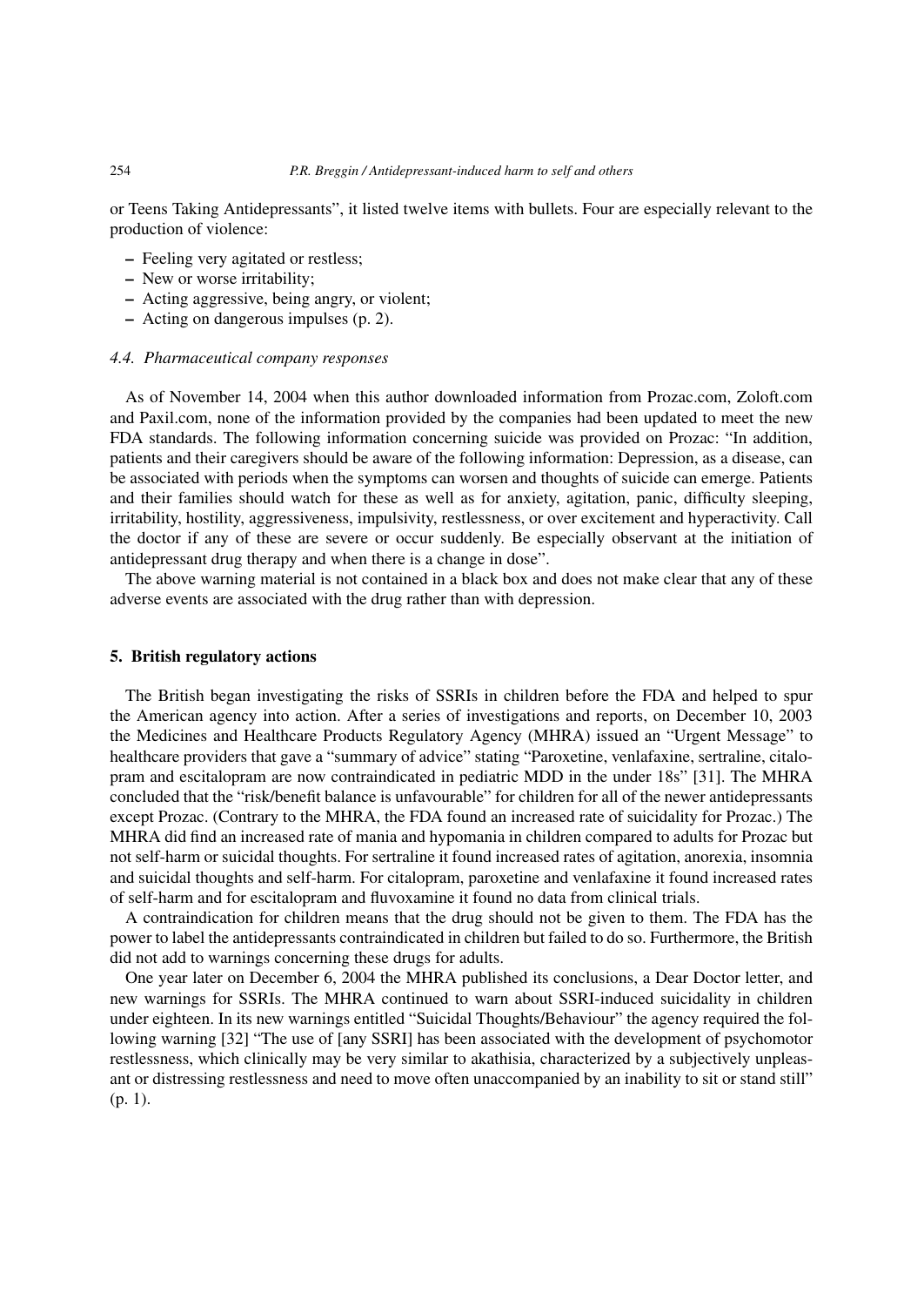or Teens Taking Antidepressants", it listed twelve items with bullets. Four are especially relevant to the production of violence:

- Feeling very agitated or restless;
- New or worse irritability;
- Acting aggressive, being angry, or violent;
- Acting on dangerous impulses (p. 2).

### *4.4. Pharmaceutical company responses*

As of November 14, 2004 when this author downloaded information from Prozac.com, Zoloft.com and Paxil.com, none of the information provided by the companies had been updated to meet the new FDA standards. The following information concerning suicide was provided on Prozac: "In addition, patients and their caregivers should be aware of the following information: Depression, as a disease, can be associated with periods when the symptoms can worsen and thoughts of suicide can emerge. Patients and their families should watch for these as well as for anxiety, agitation, panic, difficulty sleeping, irritability, hostility, aggressiveness, impulsivity, restlessness, or over excitement and hyperactivity. Call the doctor if any of these are severe or occur suddenly. Be especially observant at the initiation of antidepressant drug therapy and when there is a change in dose".

The above warning material is not contained in a black box and does not make clear that any of these adverse events are associated with the drug rather than with depression.

## **5. British regulatory actions**

The British began investigating the risks of SSRIs in children before the FDA and helped to spur the American agency into action. After a series of investigations and reports, on December 10, 2003 the Medicines and Healthcare Products Regulatory Agency (MHRA) issued an "Urgent Message" to healthcare providers that gave a "summary of advice" stating "Paroxetine, venlafaxine, sertraline, citalopram and escitalopram are now contraindicated in pediatric MDD in the under 18s" [31]. The MHRA concluded that the "risk/benefit balance is unfavourable" for children for all of the newer antidepressants except Prozac. (Contrary to the MHRA, the FDA found an increased rate of suicidality for Prozac.) The MHRA did find an increased rate of mania and hypomania in children compared to adults for Prozac but not self-harm or suicidal thoughts. For sertraline it found increased rates of agitation, anorexia, insomnia and suicidal thoughts and self-harm. For citalopram, paroxetine and venlafaxine it found increased rates of self-harm and for escitalopram and fluvoxamine it found no data from clinical trials.

A contraindication for children means that the drug should not be given to them. The FDA has the power to label the antidepressants contraindicated in children but failed to do so. Furthermore, the British did not add to warnings concerning these drugs for adults.

One year later on December 6, 2004 the MHRA published its conclusions, a Dear Doctor letter, and new warnings for SSRIs. The MHRA continued to warn about SSRI-induced suicidality in children under eighteen. In its new warnings entitled "Suicidal Thoughts/Behaviour" the agency required the following warning [32] "The use of [any SSRI] has been associated with the development of psychomotor restlessness, which clinically may be very similar to akathisia, characterized by a subjectively unpleasant or distressing restlessness and need to move often unaccompanied by an inability to sit or stand still" (p. 1).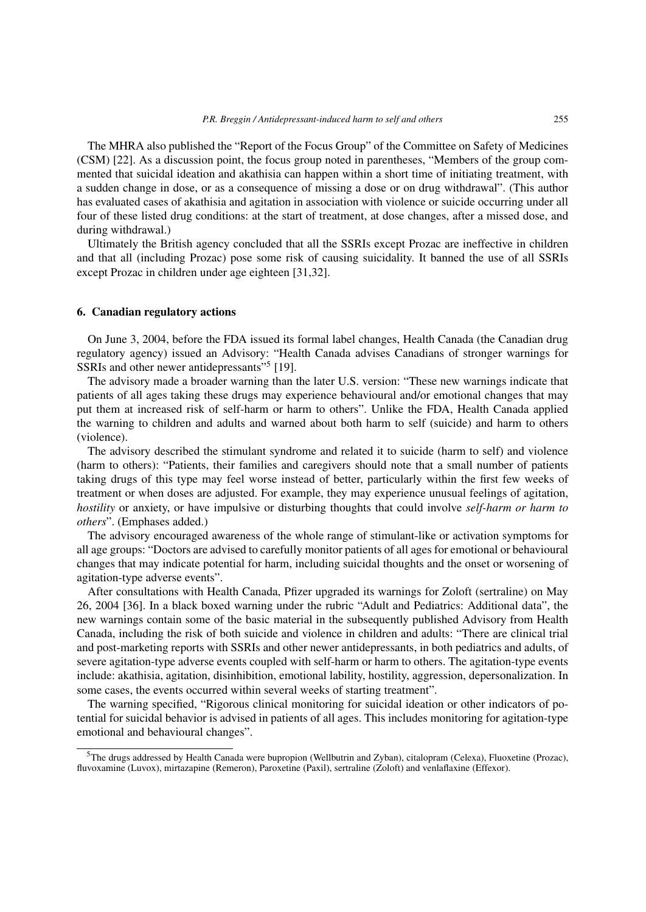The MHRA also published the "Report of the Focus Group" of the Committee on Safety of Medicines (CSM) [22]. As a discussion point, the focus group noted in parentheses, "Members of the group commented that suicidal ideation and akathisia can happen within a short time of initiating treatment, with a sudden change in dose, or as a consequence of missing a dose or on drug withdrawal". (This author has evaluated cases of akathisia and agitation in association with violence or suicide occurring under all four of these listed drug conditions: at the start of treatment, at dose changes, after a missed dose, and during withdrawal.)

Ultimately the British agency concluded that all the SSRIs except Prozac are ineffective in children and that all (including Prozac) pose some risk of causing suicidality. It banned the use of all SSRIs except Prozac in children under age eighteen [31,32].

## 6. Canadian regulatory actions

On June 3, 2004, before the FDA issued its formal label changes, Health Canada (the Canadian drug regulatory agency) issued an Advisory: "Health Canada advises Canadians of stronger warnings for SSRIs and other newer antidepressants"[5] [19].

The advisory made a broader warning than the later U.S. version: "These new warnings indicate that patients of all ages taking these drugs may experience behavioural and/or emotional changes that may put them at increased risk of self-harm or harm to others". Unlike the FDA, Health Canada applied the warning to children and adults and warned about both harm to self (suicide) and harm to others (violence).

The advisory described the stimulant syndrome and related it to suicide (harm to self) and violence (harm to others): "Patients, their families and caregivers should note that a small number of patients taking drugs of this type may feel worse instead of better, particularly within the first few weeks of treatment or when doses are adjusted. For example, they may experience unusual feelings of agitation, *hostility* or anxiety, or have impulsive or disturbing thoughts that could involve *self-harm or harm to others*". (Emphases added.)

The advisory encouraged awareness of the whole range of stimulant-like or activation symptoms for all age groups: "Doctors are advised to carefully monitor patients of all ages for emotional or behavioural changes that may indicate potential for harm, including suicidal thoughts and the onset or worsening of agitation-type adverse events".

After consultations with Health Canada, Pfizer upgraded its warnings for Zoloft (sertraline) on May 26, 2004 [36]. In a black boxed warning under the rubric "Adult and Pediatrics: Additional data", the new warnings contain some of the basic material in the subsequently published Advisory from Health Canada, including the risk of both suicide and violence in children and adults: "There are clinical trial and post-marketing reports with SSRIs and other newer antidepressants, in both pediatrics and adults, of severe agitation-type adverse events coupled with self-harm or harm to others. The agitation-type events include: akathisia, agitation, disinhibition, emotional lability, hostility, aggression, depersonalization. In some cases, the events occurred within several weeks of starting treatment".

The warning specified, "Rigorous clinical monitoring for suicidal ideation or other indicators of potential for suicidal behavior is advised in patients of all ages. This includes monitoring for agitation-type emotional and behavioural changes".

---

[5] The drugs addressed by Health Canada were bupropion (Wellbutrin and Zyban), citalopram (Celexa), Fluoxetine (Prozac), fluvoxamine (Luvox), mirtazapine (Remeron), Paroxetine (Paxil), sertraline (Zoloft) and venlaflaxine (Effexor).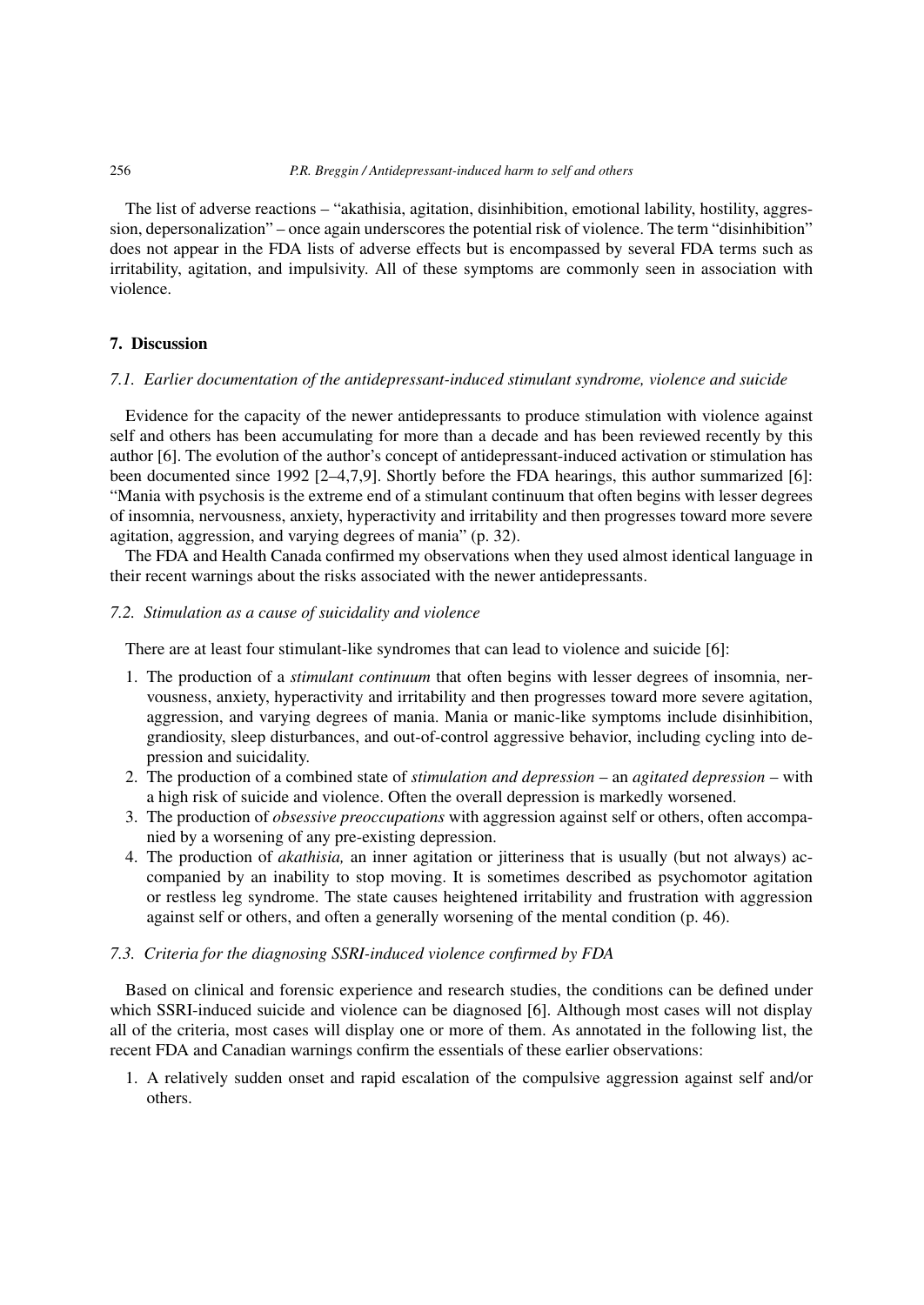The list of adverse reactions – "akathisia, agitation, disinhibition, emotional lability, hostility, aggression, depersonalization" – once again underscores the potential risk of violence. The term "disinhibition" does not appear in the FDA lists of adverse effects but is encompassed by several FDA terms such as irritability, agitation, and impulsivity. All of these symptoms are commonly seen in association with violence.

## 7. Discussion

### *7.1. Earlier documentation of the antidepressant-induced stimulant syndrome, violence and suicide*

Evidence for the capacity of the newer antidepressants to produce stimulation with violence against self and others has been accumulating for more than a decade and has been reviewed recently by this author [6]. The evolution of the author's concept of antidepressant-induced activation or stimulation has been documented since 1992 [2–4,7,9]. Shortly before the FDA hearings, this author summarized [6]: "Mania with psychosis is the extreme end of a stimulant continuum that often begins with lesser degrees of insomnia, nervousness, anxiety, hyperactivity and irritability and then progresses toward more severe agitation, aggression, and varying degrees of mania" (p. 32).

The FDA and Health Canada confirmed my observations when they used almost identical language in their recent warnings about the risks associated with the newer antidepressants.

### *7.2. Stimulation as a cause of suicidality and violence*

There are at least four stimulant-like syndromes that can lead to violence and suicide [6]:

1. The production of a *stimulant continuum* that often begins with lesser degrees of insomnia, nervousness, anxiety, hyperactivity and irritability and then progresses toward more severe agitation, aggression, and varying degrees of mania. Mania or manic-like symptoms include disinhibition, grandiosity, sleep disturbances, and out-of-control aggressive behavior, including cycling into depression and suicidality.
2. The production of a combined state of *stimulation and depression* – an *agitated depression* – with a high risk of suicide and violence. Often the overall depression is markedly worsened.
3. The production of *obsessive preoccupations* with aggression against self or others, often accompanied by a worsening of any pre-existing depression.
4. The production of *akathisia,* an inner agitation or jitteriness that is usually (but not always) accompanied by an inability to stop moving. It is sometimes described as psychomotor agitation or restless leg syndrome. The state causes heightened irritability and frustration with aggression against self or others, and often a generally worsening of the mental condition (p. 46).

### *7.3. Criteria for the diagnosing SSRI-induced violence confirmed by FDA*

Based on clinical and forensic experience and research studies, the conditions can be defined under which SSRI-induced suicide and violence can be diagnosed [6]. Although most cases will not display all of the criteria, most cases will display one or more of them. As annotated in the following list, the recent FDA and Canadian warnings confirm the essentials of these earlier observations:

1. A relatively sudden onset and rapid escalation of the compulsive aggression against self and/or others.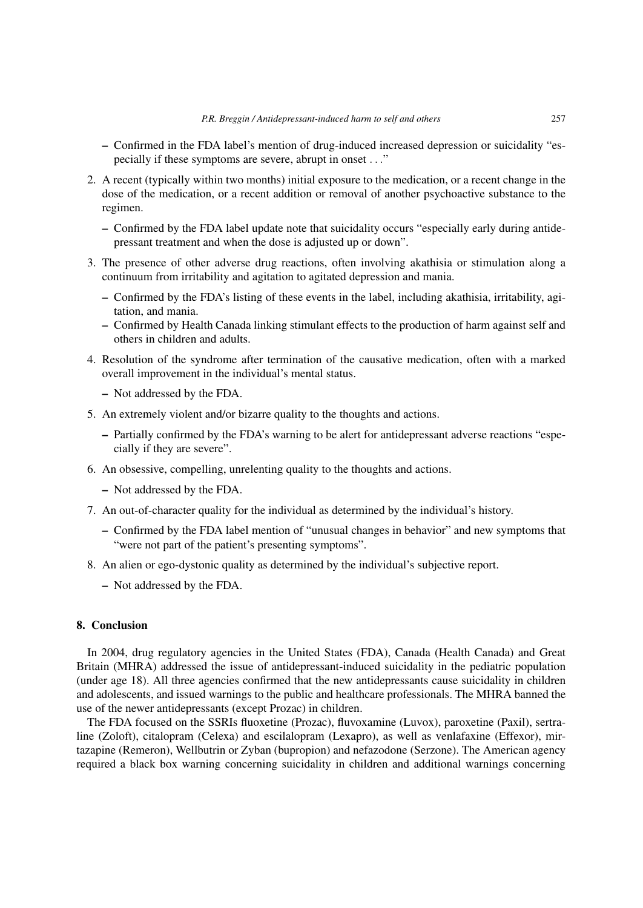- Confirmed in the FDA label's mention of drug-induced increased depression or suicidality "especially if these symptoms are severe, abrupt in onset . . ."

2. A recent (typically within two months) initial exposure to the medication, or a recent change in the dose of the medication, or a recent addition or removal of another psychoactive substance to the regimen.
   - Confirmed by the FDA label update note that suicidality occurs "especially early during antidepressant treatment and when the dose is adjusted up or down".
3. The presence of other adverse drug reactions, often involving akathisia or stimulation along a continuum from irritability and agitation to agitated depression and mania.
   - Confirmed by the FDA's listing of these events in the label, including akathisia, irritability, agitation, and mania.
   - Confirmed by Health Canada linking stimulant effects to the production of harm against self and others in children and adults.
4. Resolution of the syndrome after termination of the causative medication, often with a marked overall improvement in the individual's mental status.
   - Not addressed by the FDA.
5. An extremely violent and/or bizarre quality to the thoughts and actions.
   - Partially confirmed by the FDA's warning to be alert for antidepressant adverse reactions "especially if they are severe".
6. An obsessive, compelling, unrelenting quality to the thoughts and actions.
   - Not addressed by the FDA.
7. An out-of-character quality for the individual as determined by the individual's history.
   - Confirmed by the FDA label mention of "unusual changes in behavior" and new symptoms that "were not part of the patient's presenting symptoms".
8. An alien or ego-dystonic quality as determined by the individual's subjective report.
   - Not addressed by the FDA.

## 8. Conclusion

In 2004, drug regulatory agencies in the United States (FDA), Canada (Health Canada) and Great Britain (MHRA) addressed the issue of antidepressant-induced suicidality in the pediatric population (under age 18). All three agencies confirmed that the new antidepressants cause suicidality in children and adolescents, and issued warnings to the public and healthcare professionals. The MHRA banned the use of the newer antidepressants (except Prozac) in children.

The FDA focused on the SSRIs fluoxetine (Prozac), fluvoxamine (Luvox), paroxetine (Paxil), sertraline (Zoloft), citalopram (Celexa) and escilalopram (Lexapro), as well as venlafaxine (Effexor), mirtazapine (Remeron), Wellbutrin or Zyban (bupropion) and nefazodone (Serzone). The American agency required a black box warning concerning suicidality in children and additional warnings concerning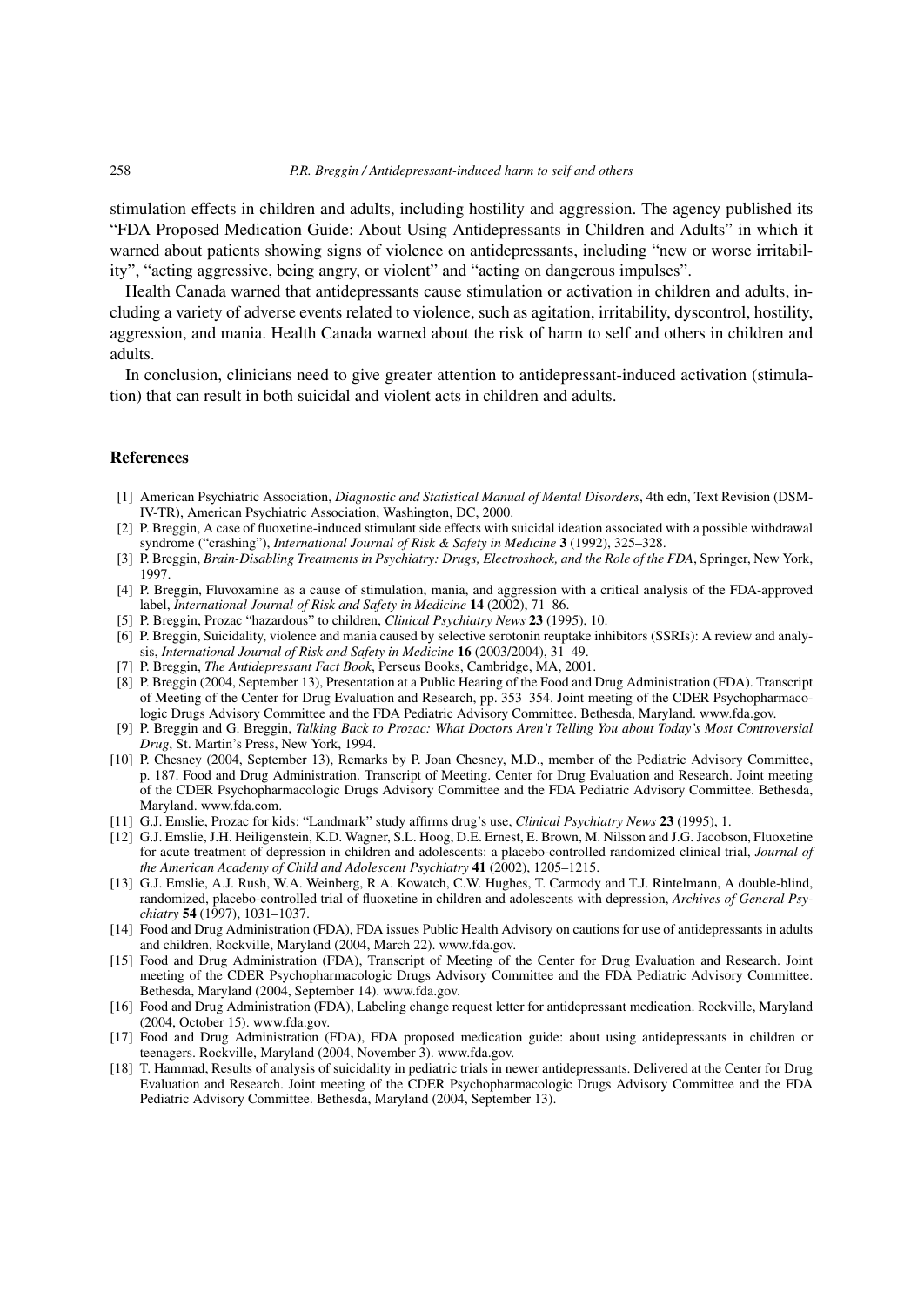stimulation effects in children and adults, including hostility and aggression. The agency published its "FDA Proposed Medication Guide: About Using Antidepressants in Children and Adults" in which it warned about patients showing signs of violence on antidepressants, including "new or worse irritability", "acting aggressive, being angry, or violent" and "acting on dangerous impulses".

Health Canada warned that antidepressants cause stimulation or activation in children and adults, including a variety of adverse events related to violence, such as agitation, irritability, dyscontrol, hostility, aggression, and mania. Health Canada warned about the risk of harm to self and others in children and adults.

In conclusion, clinicians need to give greater attention to antidepressant-induced activation (stimulation) that can result in both suicidal and violent acts in children and adults.

## References

[1] American Psychiatric Association, *Diagnostic and Statistical Manual of Mental Disorders*, 4th edn, Text Revision (DSM-IV-TR), American Psychiatric Association, Washington, DC, 2000.

[2] P. Breggin, A case of fluoxetine-induced stimulant side effects with suicidal ideation associated with a possible withdrawal syndrome ("crashing"), *International Journal of Risk & Safety in Medicine* **3** (1992), 325–328.

[3] P. Breggin, *Brain-Disabling Treatments in Psychiatry: Drugs, Electroshock, and the Role of the FDA*, Springer, New York, 1997.

[4] P. Breggin, Fluvoxamine as a cause of stimulation, mania, and aggression with a critical analysis of the FDA-approved label, *International Journal of Risk and Safety in Medicine* **14** (2002), 71–86.

[5] P. Breggin, Prozac "hazardous" to children, *Clinical Psychiatry News* **23** (1995), 10.

[6] P. Breggin, Suicidality, violence and mania caused by selective serotonin reuptake inhibitors (SSRIs): A review and analysis, *International Journal of Risk and Safety in Medicine* **16** (2003/2004), 31–49.

[7] P. Breggin, *The Antidepressant Fact Book*, Perseus Books, Cambridge, MA, 2001.

[8] P. Breggin (2004, September 13), Presentation at a Public Hearing of the Food and Drug Administration (FDA). Transcript of Meeting of the Center for Drug Evaluation and Research, pp. 353–354. Joint meeting of the CDER Psychopharmacologic Drugs Advisory Committee and the FDA Pediatric Advisory Committee. Bethesda, Maryland. www.fda.gov.

[9] P. Breggin and G. Breggin, *Talking Back to Prozac: What Doctors Aren't Telling You about Today's Most Controversial Drug*, St. Martin's Press, New York, 1994.

[10] P. Chesney (2004, September 13), Remarks by P. Joan Chesney, M.D., member of the Pediatric Advisory Committee, p. 187. Food and Drug Administration. Transcript of Meeting. Center for Drug Evaluation and Research. Joint meeting of the CDER Psychopharmacologic Drugs Advisory Committee and the FDA Pediatric Advisory Committee. Bethesda, Maryland. www.fda.com.

[11] G.J. Emslie, Prozac for kids: "Landmark" study affirms drug's use, *Clinical Psychiatry News* **23** (1995), 1.

[12] G.J. Emslie, J.H. Heiligenstein, K.D. Wagner, S.L. Hoog, D.E. Ernest, E. Brown, M. Nilsson and J.G. Jacobson, Fluoxetine for acute treatment of depression in children and adolescents: a placebo-controlled randomized clinical trial, *Journal of the American Academy of Child and Adolescent Psychiatry* **41** (2002), 1205–1215.

[13] G.J. Emslie, A.J. Rush, W.A. Weinberg, R.A. Kowatch, C.W. Hughes, T. Carmody and T.J. Rintelmann, A double-blind, randomized, placebo-controlled trial of fluoxetine in children and adolescents with depression, *Archives of General Psychiatry* **54** (1997), 1031–1037.

[14] Food and Drug Administration (FDA), FDA issues Public Health Advisory on cautions for use of antidepressants in adults and children, Rockville, Maryland (2004, March 22). www.fda.gov.

[15] Food and Drug Administration (FDA), Transcript of Meeting of the Center for Drug Evaluation and Research. Joint meeting of the CDER Psychopharmacologic Drugs Advisory Committee and the FDA Pediatric Advisory Committee. Bethesda, Maryland (2004, September 14). www.fda.gov.

[16] Food and Drug Administration (FDA), Labeling change request letter for antidepressant medication. Rockville, Maryland (2004, October 15). www.fda.gov.

[17] Food and Drug Administration (FDA), FDA proposed medication guide: about using antidepressants in children or teenagers. Rockville, Maryland (2004, November 3). www.fda.gov.

[18] T. Hammad, Results of analysis of suicidality in pediatric trials in newer antidepressants. Delivered at the Center for Drug Evaluation and Research. Joint meeting of the CDER Psychopharmacologic Drugs Advisory Committee and the FDA Pediatric Advisory Committee. Bethesda, Maryland (2004, September 13).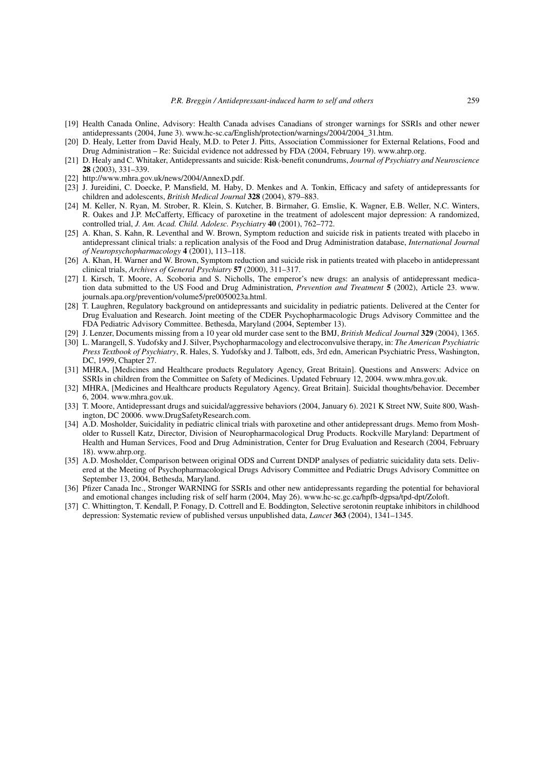[19] Health Canada Online, Advisory: Health Canada advises Canadians of stronger warnings for SSRIs and other newer antidepressants (2004, June 3). www.hc-sc.ca/English/protection/warnings/2004/2004_31.htm.

[20] D. Healy, Letter from David Healy, M.D. to Peter J. Pitts, Association Commissioner for External Relations, Food and Drug Administration – Re: Suicidal evidence not addressed by FDA (2004, February 19). www.ahrp.org.

[21] D. Healy and C. Whitaker, Antidepressants and suicide: Risk-benefit conundrums, *Journal of Psychiatry and Neuroscience* **28** (2003), 331–339.

[22] http://www.mhra.gov.uk/news/2004/AnnexD.pdf.

[23] J. Jureidini, C. Doecke, P. Mansfield, M. Haby, D. Menkes and A. Tonkin, Efficacy and safety of antidepressants for children and adolescents, *British Medical Journal* **328** (2004), 879–883.

[24] M. Keller, N. Ryan, M. Strober, R. Klein, S. Kutcher, B. Birmaher, G. Emslie, K. Wagner, E.B. Weller, N.C. Winters, R. Oakes and J.P. McCafferty, Efficacy of paroxetine in the treatment of adolescent major depression: A randomized, controlled trial, *J. Am. Acad. Child. Adolesc. Psychiatry* **40** (2001), 762–772.

[25] A. Khan, S. Kahn, R. Leventhal and W. Brown, Symptom reduction and suicide risk in patients treated with placebo in antidepressant clinical trials: a replication analysis of the Food and Drug Administration database, *International Journal of Neuropsychopharmacology* **4** (2001), 113–118.

[26] A. Khan, H. Warner and W. Brown, Symptom reduction and suicide risk in patients treated with placebo in antidepressant clinical trials, *Archives of General Psychiatry* **57** (2000), 311–317.

[27] I. Kirsch, T. Moore, A. Scoboria and S. Nicholls, The emperor's new drugs: an analysis of antidepressant medication data submitted to the US Food and Drug Administration, *Prevention and Treatment* **5** (2002), Article 23. www.journals.apa.org/prevention/volume5/pre0050023a.html.

[28] T. Laughren, Regulatory background on antidepressants and suicidality in pediatric patients. Delivered at the Center for Drug Evaluation and Research. Joint meeting of the CDER Psychopharmacologic Drugs Advisory Committee and the FDA Pediatric Advisory Committee. Bethesda, Maryland (2004, September 13).

[29] J. Lenzer, Documents missing from a 10 year old murder case sent to the BMJ, *British Medical Journal* **329** (2004), 1365.

[30] L. Marangell, S. Yudofsky and J. Silver, Psychopharmacology and electroconvulsive therapy, in: *The American Psychiatric Press Textbook of Psychiatry*, R. Hales, S. Yudofsky and J. Talbott, eds, 3rd edn, American Psychiatric Press, Washington, DC, 1999, Chapter 27.

[31] MHRA, [Medicines and Healthcare products Regulatory Agency, Great Britain]. Questions and Answers: Advice on SSRIs in children from the Committee on Safety of Medicines. Updated February 12, 2004. www.mhra.gov.uk.

[32] MHRA, [Medicines and Healthcare products Regulatory Agency, Great Britain]. Suicidal thoughts/behavior. December 6, 2004. www.mhra.gov.uk.

[33] T. Moore, Antidepressant drugs and suicidal/aggressive behaviors (2004, January 6). 2021 K Street NW, Suite 800, Washington, DC 20006. www.DrugSafetyResearch.com.

[34] A.D. Mosholder, Suicidality in pediatric clinical trials with paroxetine and other antidepressant drugs. Memo from Mosholder to Russell Katz, Director, Division of Neuropharmacological Drug Products. Rockville Maryland: Department of Health and Human Services, Food and Drug Administration, Center for Drug Evaluation and Research (2004, February 18). www.ahrp.org.

[35] A.D. Mosholder, Comparison between original ODS and Current DNDP analyses of pediatric suicidality data sets. Delivered at the Meeting of Psychopharmacological Drugs Advisory Committee and Pediatric Drugs Advisory Committee on September 13, 2004, Bethesda, Maryland.

[36] Pfizer Canada Inc., Stronger WARNING for SSRIs and other new antidepressants regarding the potential for behavioral and emotional changes including risk of self harm (2004, May 26). www.hc-sc.gc.ca/hpfb-dgpsa/tpd-dpt/Zoloft.

[37] C. Whittington, T. Kendall, P. Fonagy, D. Cottrell and E. Boddington, Selective serotonin reuptake inhibitors in childhood depression: Systematic review of published versus unpublished data, *Lancet* **363** (2004), 1341–1345.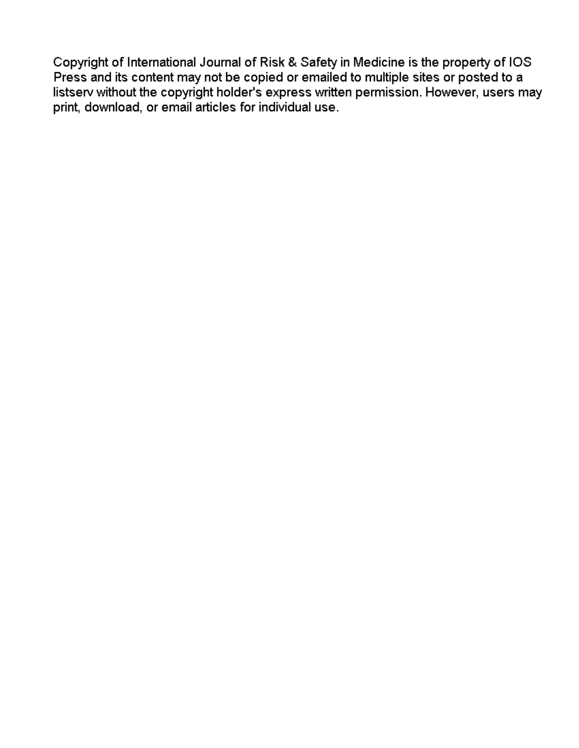Copyright of International Journal of Risk & Safety in Medicine is the property of IOS Press and its content may not be copied or emailed to multiple sites or posted to a listserv without the copyright holder's express written permission. However, users may print, download, or email articles for individual use.